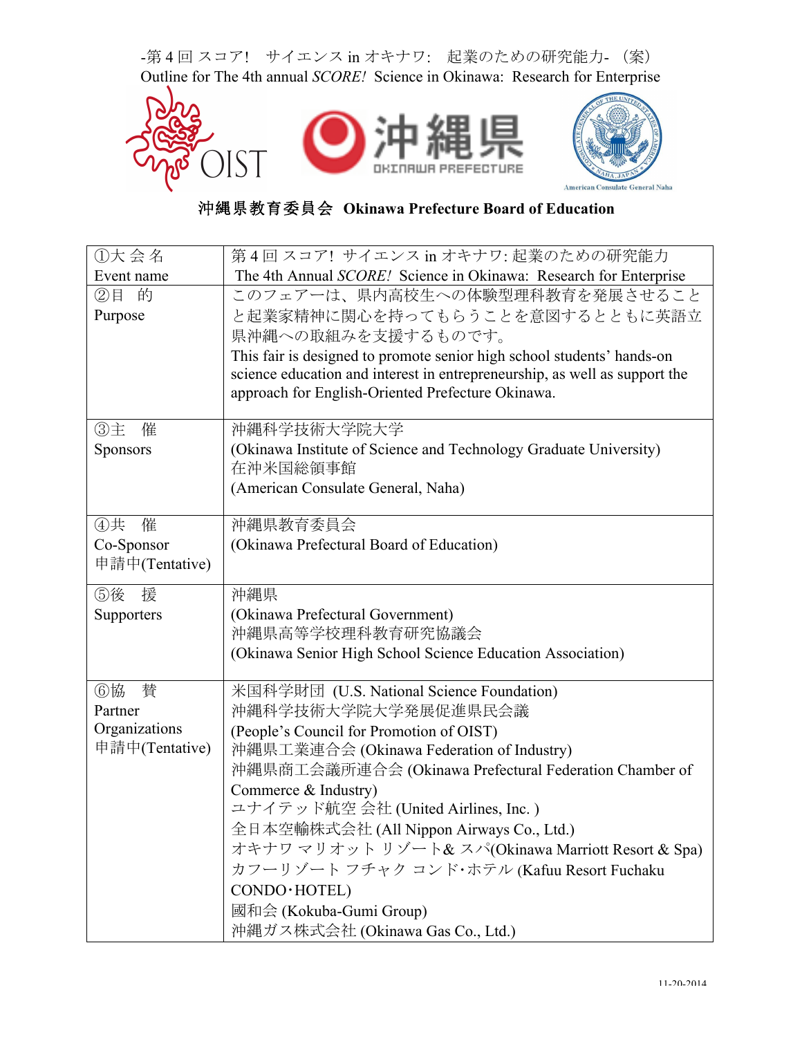-第 4 回 スコア! サイエンス in オキナワ: 起業のための研究能力- (案)
Outline for The 4th annual *SCORE!* Science in Okinawa: Research for Enterprise

OIST　沖縄県 OKINAWA PREFECTURE　American Consulate General Naha

**沖縄県教育委員会 Okinawa Prefecture Board of Education**

| ①大会名<br>Event name | 第 4 回 スコア! サイエンス in オキナワ: 起業のための研究能力<br>The 4th Annual *SCORE!* Science in Okinawa: Research for Enterprise |
|---|---|
| ②目 的<br>Purpose | このフェアーは、県内高校生への体験型理科教育を発展させることと起業家精神に関心を持ってもらうことを意図するとともに英語立県沖縄への取組みを支援するものです。<br>This fair is designed to promote senior high school students' hands-on science education and interest in entrepreneurship, as well as support the approach for English-Oriented Prefecture Okinawa. |
| ③主 催<br>Sponsors | 沖縄科学技術大学院大学<br>(Okinawa Institute of Science and Technology Graduate University)<br>在沖米国総領事館<br>(American Consulate General, Naha) |
| ④共 催<br>Co-Sponsor<br>申請中(Tentative) | 沖縄県教育委員会<br>(Okinawa Prefectural Board of Education) |
| ⑤後 援<br>Supporters | 沖縄県<br>(Okinawa Prefectural Government)<br>沖縄県高等学校理科教育研究協議会<br>(Okinawa Senior High School Science Education Association) |
| ⑥協 賛<br>Partner Organizations<br>申請中(Tentative) | 米国科学財団 (U.S. National Science Foundation)<br>沖縄科学技術大学院大学発展促進県民会議<br>(People's Council for Promotion of OIST)<br>沖縄県工業連合会 (Okinawa Federation of Industry)<br>沖縄県商工会議所連合会 (Okinawa Prefectural Federation Chamber of Commerce & Industry)<br>ユナイテッド航空 会社 (United Airlines, Inc. )<br>全日本空輸株式会社 (All Nippon Airways Co., Ltd.)<br>オキナワ マリオット リゾート& スパ(Okinawa Marriott Resort & Spa)<br>カフーリゾート フチャク コンド･ホテル (Kafuu Resort Fuchaku CONDO･HOTEL)<br>國和会 (Kokuba-Gumi Group)<br>沖縄ガス株式会社 (Okinawa Gas Co., Ltd.) |

11-20-2014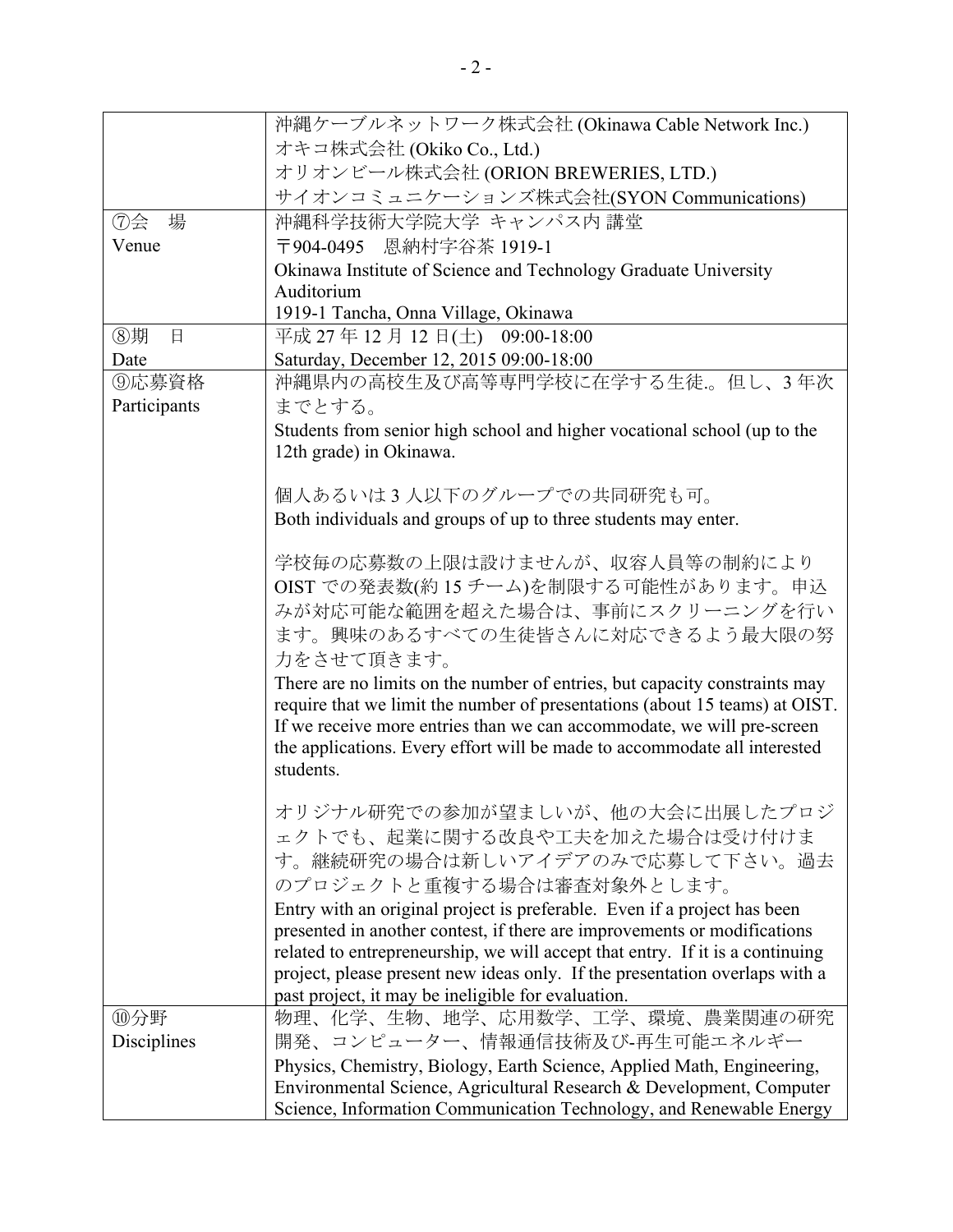| | |
|---|---|
| | 沖縄ケーブルネットワーク株式会社 (Okinawa Cable Network Inc.)<br>オキコ株式会社 (Okiko Co., Ltd.)<br>オリオンビール株式会社 (ORION BREWERIES, LTD.)<br>サイオンコミュニケーションズ株式会社(SYON Communications) |
| ⑦会　場<br>Venue | 沖縄科学技術大学院大学 キャンパス内 講堂<br>〒904-0495　恩納村字谷茶 1919-1<br>Okinawa Institute of Science and Technology Graduate University Auditorium<br>1919-1 Tancha, Onna Village, Okinawa |
| ⑧期　日<br>Date | 平成 27 年 12 月 12 日(土)　09:00-18:00<br>Saturday, December 12, 2015 09:00-18:00 |
| ⑨応募資格<br>Participants | 沖縄県内の高校生及び高等専門学校に在学する生徒.。但し、3 年次までとする。<br>Students from senior high school and higher vocational school (up to the 12th grade) in Okinawa.<br><br>個人あるいは 3 人以下のグループでの共同研究も可。<br>Both individuals and groups of up to three students may enter.<br><br>学校毎の応募数の上限は設けませんが、収容人員等の制約により OIST での発表数(約 15 チーム)を制限する可能性があります。申込みが対応可能な範囲を超えた場合は、事前にスクリーニングを行います。興味のあるすべての生徒皆さんに対応できるよう最大限の努力をさせて頂きます。<br>There are no limits on the number of entries, but capacity constraints may require that we limit the number of presentations (about 15 teams) at OIST. If we receive more entries than we can accommodate, we will pre-screen the applications. Every effort will be made to accommodate all interested students.<br><br>オリジナル研究での参加が望ましいが、他の大会に出展したプロジェクトでも、起業に関する改良や工夫を加えた場合は受け付けます。継続研究の場合は新しいアイデアのみで応募して下さい。過去のプロジェクトと重複する場合は審査対象外とします。<br>Entry with an original project is preferable. Even if a project has been presented in another contest, if there are improvements or modifications related to entrepreneurship, we will accept that entry. If it is a continuing project, please present new ideas only. If the presentation overlaps with a past project, it may be ineligible for evaluation. |
| ⑩分野<br>Disciplines | 物理、化学、生物、地学、応用数学、工学、環境、農業関連の研究開発、コンピューター、情報通信技術及び-再生可能エネルギー<br>Physics, Chemistry, Biology, Earth Science, Applied Math, Engineering, Environmental Science, Agricultural Research & Development, Computer Science, Information Communication Technology, and Renewable Energy |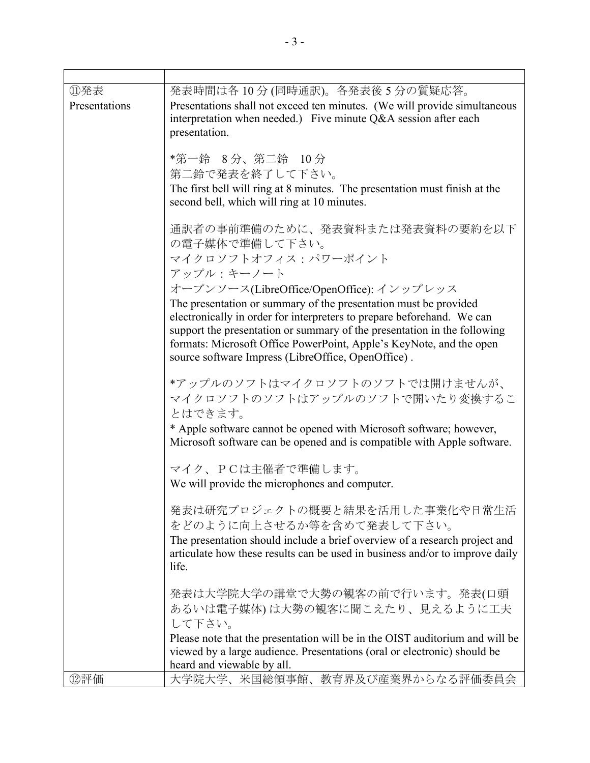| | |
|---|---|
| ⑪発表<br>Presentations | 発表時間は各 10 分 (同時通訳)。各発表後 5 分の質疑応答。<br>Presentations shall not exceed ten minutes. (We will provide simultaneous interpretation when needed.) Five minute Q&A session after each presentation.<br><br>*第一鈴　8 分、第二鈴　10 分<br>第二鈴で発表を終了して下さい。<br>The first bell will ring at 8 minutes. The presentation must finish at the second bell, which will ring at 10 minutes.<br><br>通訳者の事前準備のために、発表資料または発表資料の要約を以下の電子媒体で準備して下さい。<br>マイクロソフトオフィス：パワーポイント<br>アップル：キーノート<br>オープンソース(LibreOffice/OpenOffice): インップレッス<br>The presentation or summary of the presentation must be provided electronically in order for interpreters to prepare beforehand. We can support the presentation or summary of the presentation in the following formats: Microsoft Office PowerPoint, Apple's KeyNote, and the open source software Impress (LibreOffice, OpenOffice) .<br><br>*アップルのソフトはマイクロソフトのソフトでは開けませんが、マイクロソフトのソフトはアップルのソフトで開いたり変換することはできます。<br>* Apple software cannot be opened with Microsoft software; however, Microsoft software can be opened and is compatible with Apple software.<br><br>マイク、ＰＣは主催者で準備します。<br>We will provide the microphones and computer.<br><br>発表は研究プロジェクトの概要と結果を活用した事業化や日常生活をどのように向上させるか等を含めて発表して下さい。<br>The presentation should include a brief overview of a research project and articulate how these results can be used in business and/or to improve daily life.<br><br>発表は大学院大学の講堂で大勢の観客の前で行います。発表(口頭あるいは電子媒体) は大勢の観客に聞こえたり、見えるように工夫して下さい。<br>Please note that the presentation will be in the OIST auditorium and will be viewed by a large audience. Presentations (oral or electronic) should be heard and viewable by all. |
| ⑫評価 | 大学院大学、米国総領事館、教育界及び産業界からなる評価委員会 |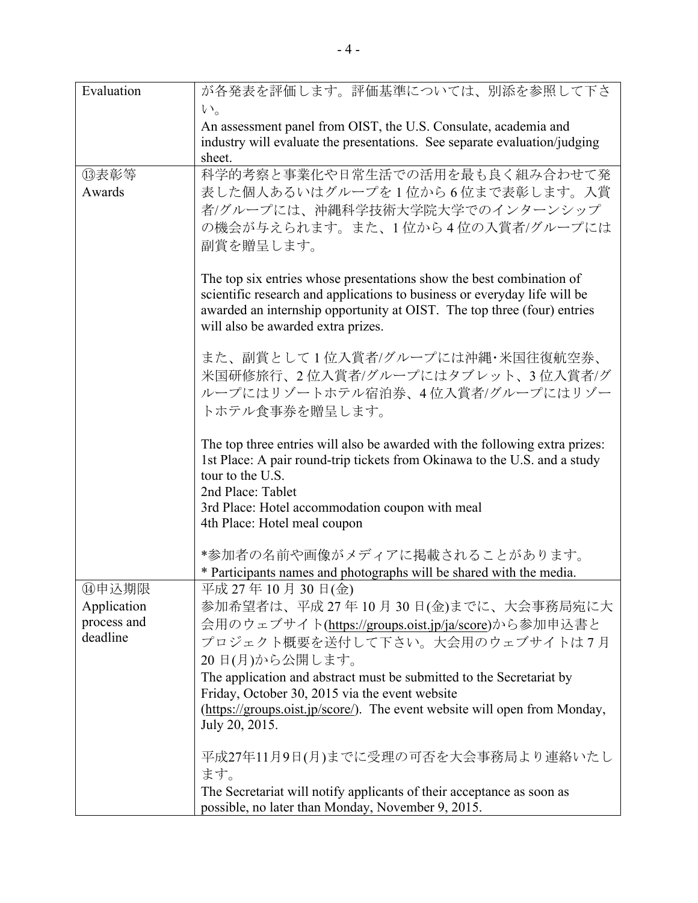| | |
|---|---|
| Evaluation | が各発表を評価します。評価基準については、別添を参照して下さい。<br>An assessment panel from OIST, the U.S. Consulate, academia and industry will evaluate the presentations. See separate evaluation/judging sheet. |
| ⑬表彰等<br>Awards | 科学的考察と事業化や日常生活での活用を最も良く組み合わせて発表した個人あるいはグループを1位から6位まで表彰します。入賞者/グループには、沖縄科学技術大学院大学でのインターンシップの機会が与えられます。また、1位から4位の入賞者/グループには副賞を贈呈します。<br><br>The top six entries whose presentations show the best combination of scientific research and applications to business or everyday life will be awarded an internship opportunity at OIST. The top three (four) entries will also be awarded extra prizes.<br><br>また、副賞として1位入賞者/グループには沖縄･米国往復航空券、米国研修旅行、2位入賞者/グループにはタブレット、3位入賞者/グループにはリゾートホテル宿泊券、4位入賞者/グループにはリゾートホテル食事券を贈呈します。<br><br>The top three entries will also be awarded with the following extra prizes:<br>1st Place: A pair round-trip tickets from Okinawa to the U.S. and a study tour to the U.S.<br>2nd Place: Tablet<br>3rd Place: Hotel accommodation coupon with meal<br>4th Place: Hotel meal coupon<br><br>*参加者の名前や画像がメディアに掲載されることがあります。<br>* Participants names and photographs will be shared with the media. |
| ⑭申込期限<br>Application process and deadline | 平成27年10月30日(金)<br>参加希望者は、平成27年10月30日(金)までに、大会事務局宛に大会用のウェブサイト(https://groups.oist.jp/ja/score)から参加申込書とプロジェクト概要を送付して下さい。大会用のウェブサイトは7月20日(月)から公開します。<br>The application and abstract must be submitted to the Secretariat by Friday, October 30, 2015 via the event website (https://groups.oist.jp/score/). The event website will open from Monday, July 20, 2015.<br><br>平成27年11月9日(月)までに受理の可否を大会事務局より連絡いたします。<br>The Secretariat will notify applicants of their acceptance as soon as possible, no later than Monday, November 9, 2015. |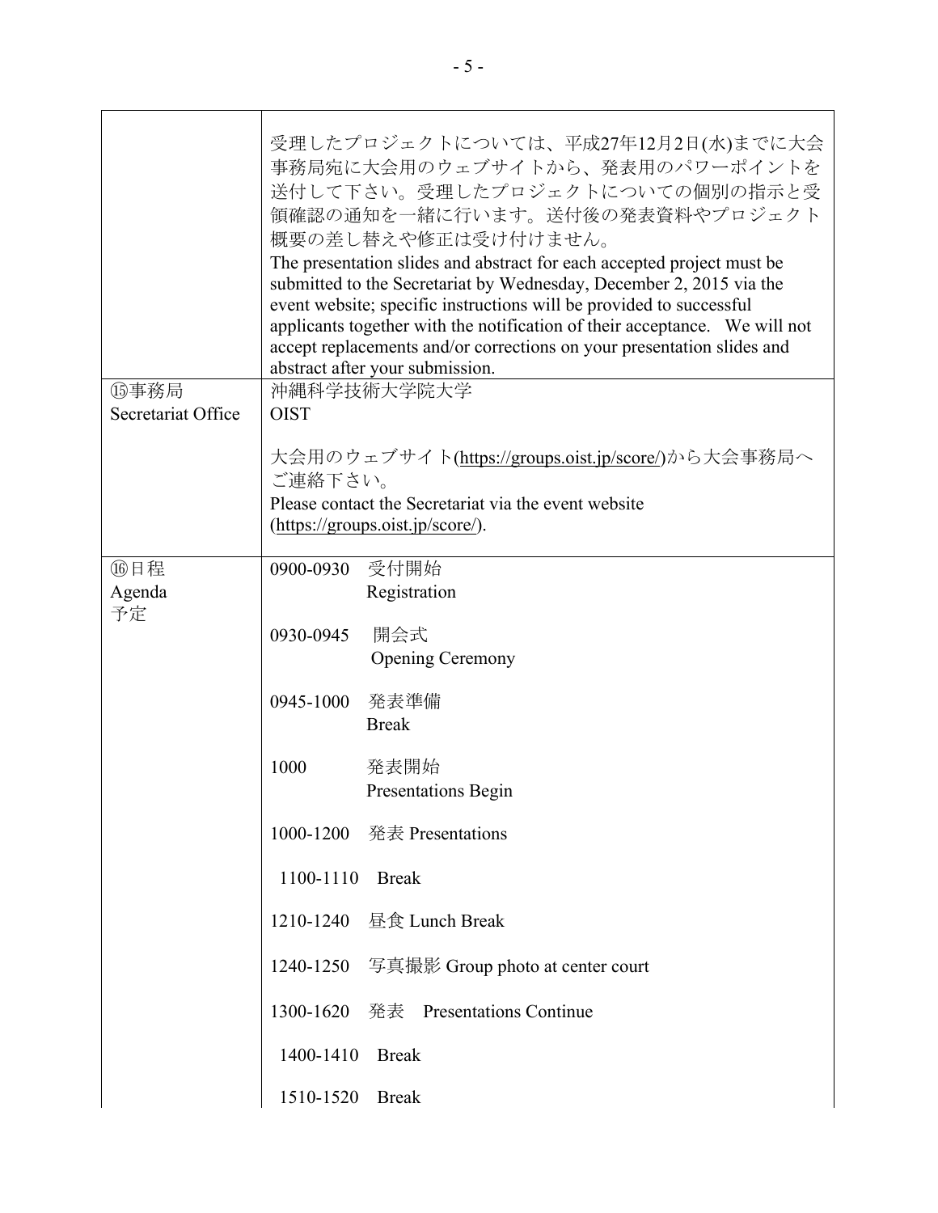| | |
|---|---|
| | 受理したプロジェクトについては、平成27年12月2日(水)までに大会事務局宛に大会用のウェブサイトから、発表用のパワーポイントを送付して下さい。受理したプロジェクトについての個別の指示と受領確認の通知を一緒に行います。送付後の発表資料やプロジェクト概要の差し替えや修正は受け付けません。<br>The presentation slides and abstract for each accepted project must be submitted to the Secretariat by Wednesday, December 2, 2015 via the event website; specific instructions will be provided to successful applicants together with the notification of their acceptance. We will not accept replacements and/or corrections on your presentation slides and abstract after your submission. |
| ⑮事務局<br>Secretariat Office | 沖縄科学技術大学院大学<br>OIST<br><br>大会用のウェブサイト(https://groups.oist.jp/score/)から大会事務局へご連絡下さい。<br>Please contact the Secretariat via the event website (https://groups.oist.jp/score/). |
| ⑯日程<br>Agenda<br>予定 | 0900-0930 受付開始 Registration<br><br>0930-0945 開会式 Opening Ceremony<br><br>0945-1000 発表準備 Break<br><br>1000 発表開始 Presentations Begin<br><br>1000-1200 発表 Presentations<br><br>1100-1110 Break<br><br>1210-1240 昼食 Lunch Break<br><br>1240-1250 写真撮影 Group photo at center court<br><br>1300-1620 発表 Presentations Continue<br><br>1400-1410 Break<br><br>1510-1520 Break |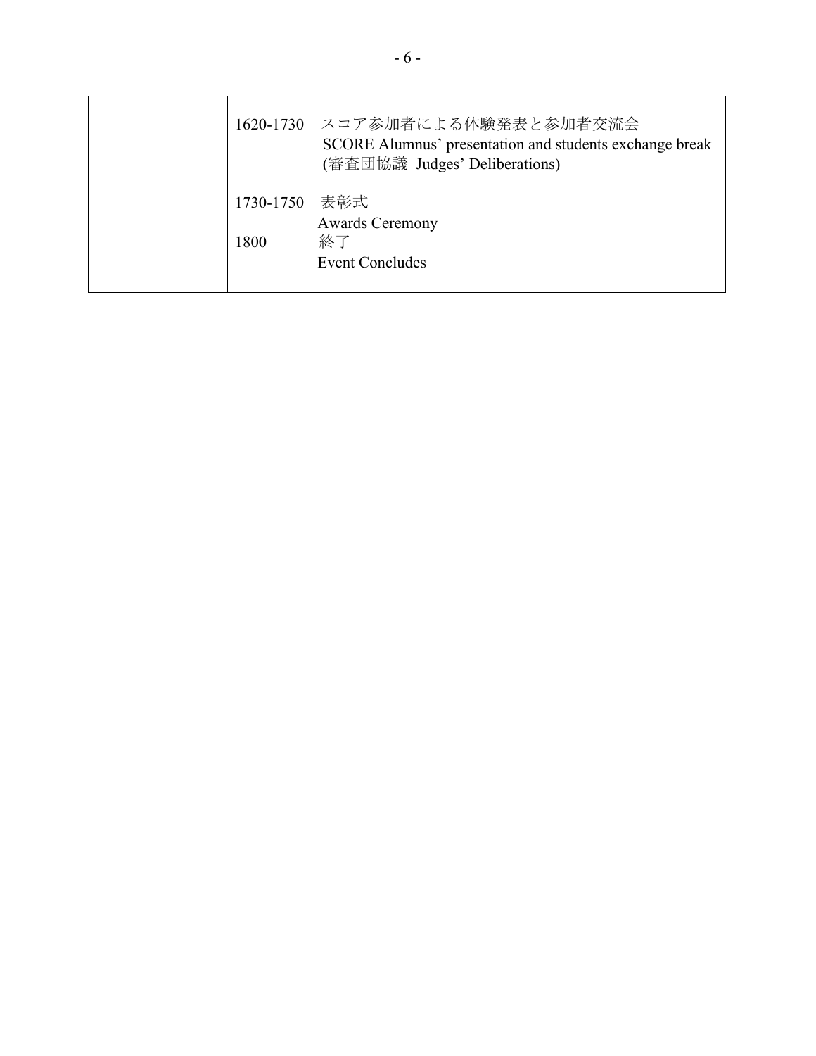| | |
|---|---|
| | 1620-1730　スコア参加者による体験発表と参加者交流会<br>SCORE Alumnus' presentation and students exchange break<br>(審査団協議　Judges' Deliberations)<br><br>1730-1750　表彰式<br>Awards Ceremony<br>1800　終了<br>Event Concludes |